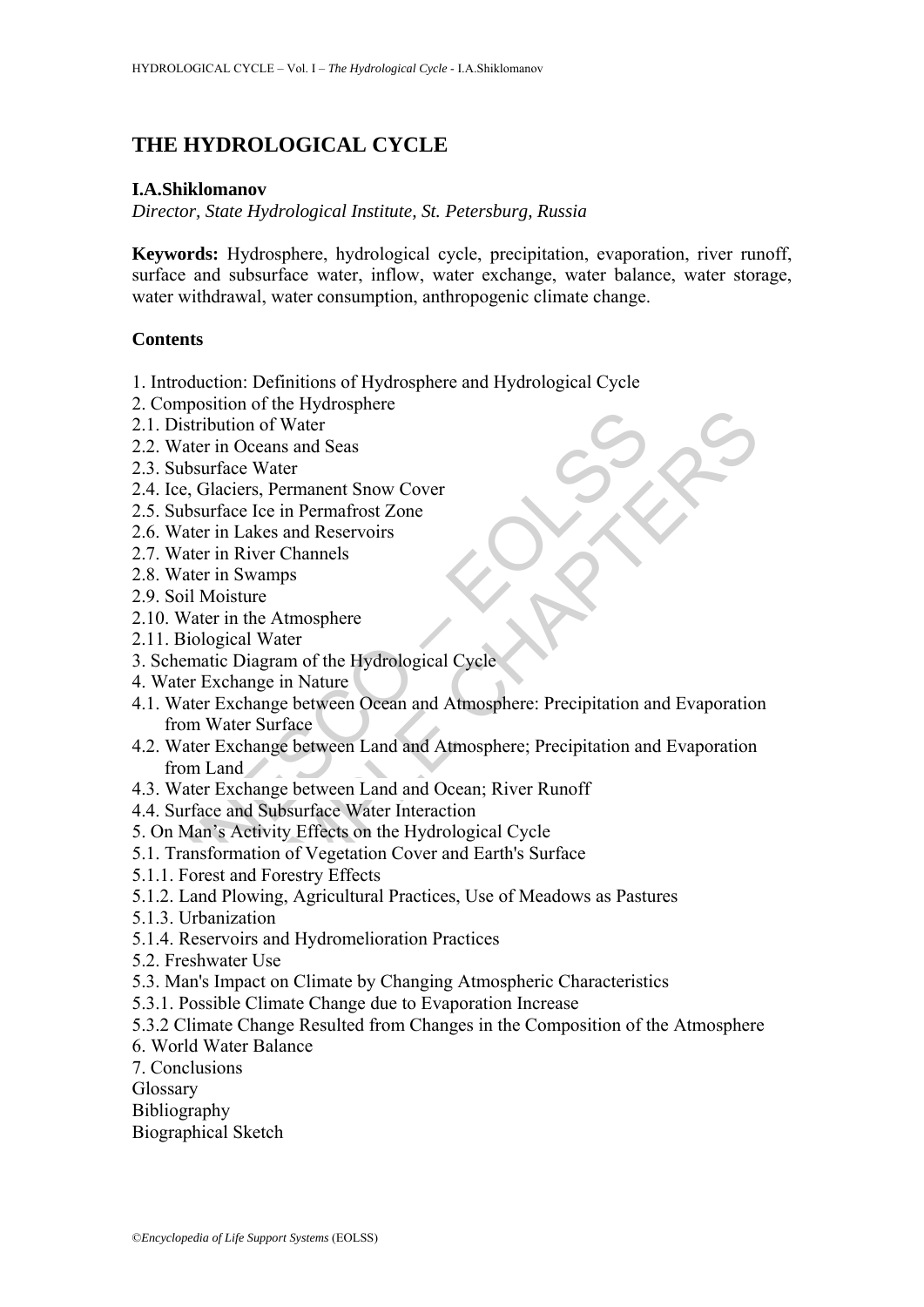# THE HYDROLOGICAL CYCLE

**I.A.Shiklomanov**

*Director, State Hydrological Institute, St. Petersburg, Russia*

**Keywords:** Hydrosphere, hydrological cycle, precipitation, evaporation, river runoff, surface and subsurface water, inflow, water exchange, water balance, water storage, water withdrawal, water consumption, anthropogenic climate change.

## Contents

1. Introduction: Definitions of Hydrosphere and Hydrological Cycle
2. Composition of the Hydrosphere
2.1. Distribution of Water
2.2. Water in Oceans and Seas
2.3. Subsurface Water
2.4. Ice, Glaciers, Permanent Snow Cover
2.5. Subsurface Ice in Permafrost Zone
2.6. Water in Lakes and Reservoirs
2.7. Water in River Channels
2.8. Water in Swamps
2.9. Soil Moisture
2.10. Water in the Atmosphere
2.11. Biological Water
3. Schematic Diagram of the Hydrological Cycle
4. Water Exchange in Nature
4.1. Water Exchange between Ocean and Atmosphere: Precipitation and Evaporation from Water Surface
4.2. Water Exchange between Land and Atmosphere; Precipitation and Evaporation from Land
4.3. Water Exchange between Land and Ocean; River Runoff
4.4. Surface and Subsurface Water Interaction
5. On Man's Activity Effects on the Hydrological Cycle
5.1. Transformation of Vegetation Cover and Earth's Surface
5.1.1. Forest and Forestry Effects
5.1.2. Land Plowing, Agricultural Practices, Use of Meadows as Pastures
5.1.3. Urbanization
5.1.4. Reservoirs and Hydromelioration Practices
5.2. Freshwater Use
5.3. Man's Impact on Climate by Changing Atmospheric Characteristics
5.3.1. Possible Climate Change due to Evaporation Increase
5.3.2 Climate Change Resulted from Changes in the Composition of the Atmosphere
6. World Water Balance
7. Conclusions
Glossary
Bibliography
Biographical Sketch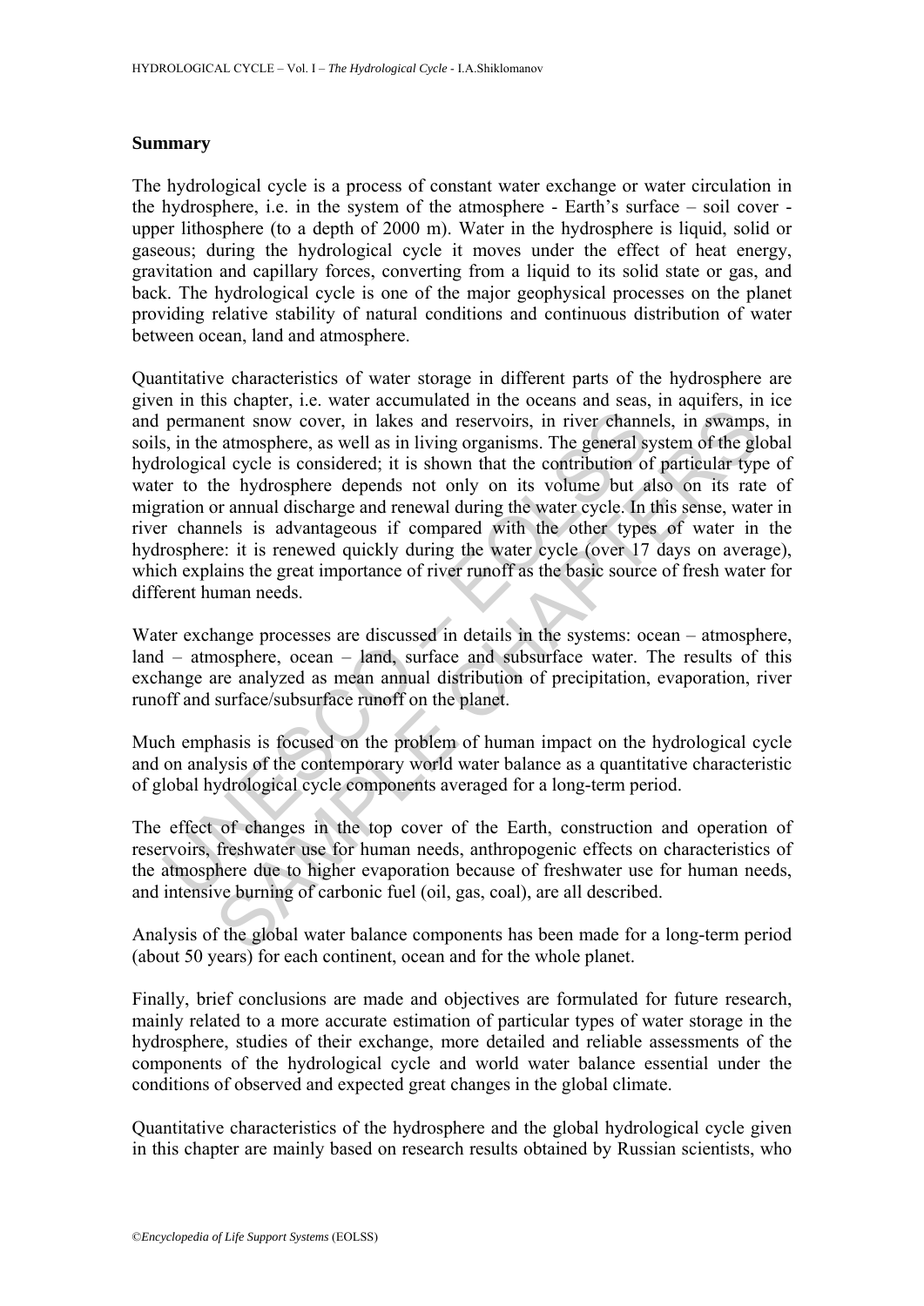### Summary

The hydrological cycle is a process of constant water exchange or water circulation in the hydrosphere, i.e. in the system of the atmosphere - Earth's surface – soil cover - upper lithosphere (to a depth of 2000 m). Water in the hydrosphere is liquid, solid or gaseous; during the hydrological cycle it moves under the effect of heat energy, gravitation and capillary forces, converting from a liquid to its solid state or gas, and back. The hydrological cycle is one of the major geophysical processes on the planet providing relative stability of natural conditions and continuous distribution of water between ocean, land and atmosphere.

Quantitative characteristics of water storage in different parts of the hydrosphere are given in this chapter, i.e. water accumulated in the oceans and seas, in aquifers, in ice and permanent snow cover, in lakes and reservoirs, in river channels, in swamps, in soils, in the atmosphere, as well as in living organisms. The general system of the global hydrological cycle is considered; it is shown that the contribution of particular type of water to the hydrosphere depends not only on its volume but also on its rate of migration or annual discharge and renewal during the water cycle. In this sense, water in river channels is advantageous if compared with the other types of water in the hydrosphere: it is renewed quickly during the water cycle (over 17 days on average), which explains the great importance of river runoff as the basic source of fresh water for different human needs.

Water exchange processes are discussed in details in the systems: ocean – atmosphere, land – atmosphere, ocean – land, surface and subsurface water. The results of this exchange are analyzed as mean annual distribution of precipitation, evaporation, river runoff and surface/subsurface runoff on the planet.

Much emphasis is focused on the problem of human impact on the hydrological cycle and on analysis of the contemporary world water balance as a quantitative characteristic of global hydrological cycle components averaged for a long-term period.

The effect of changes in the top cover of the Earth, construction and operation of reservoirs, freshwater use for human needs, anthropogenic effects on characteristics of the atmosphere due to higher evaporation because of freshwater use for human needs, and intensive burning of carbonic fuel (oil, gas, coal), are all described.

Analysis of the global water balance components has been made for a long-term period (about 50 years) for each continent, ocean and for the whole planet.

Finally, brief conclusions are made and objectives are formulated for future research, mainly related to a more accurate estimation of particular types of water storage in the hydrosphere, studies of their exchange, more detailed and reliable assessments of the components of the hydrological cycle and world water balance essential under the conditions of observed and expected great changes in the global climate.

Quantitative characteristics of the hydrosphere and the global hydrological cycle given in this chapter are mainly based on research results obtained by Russian scientists, who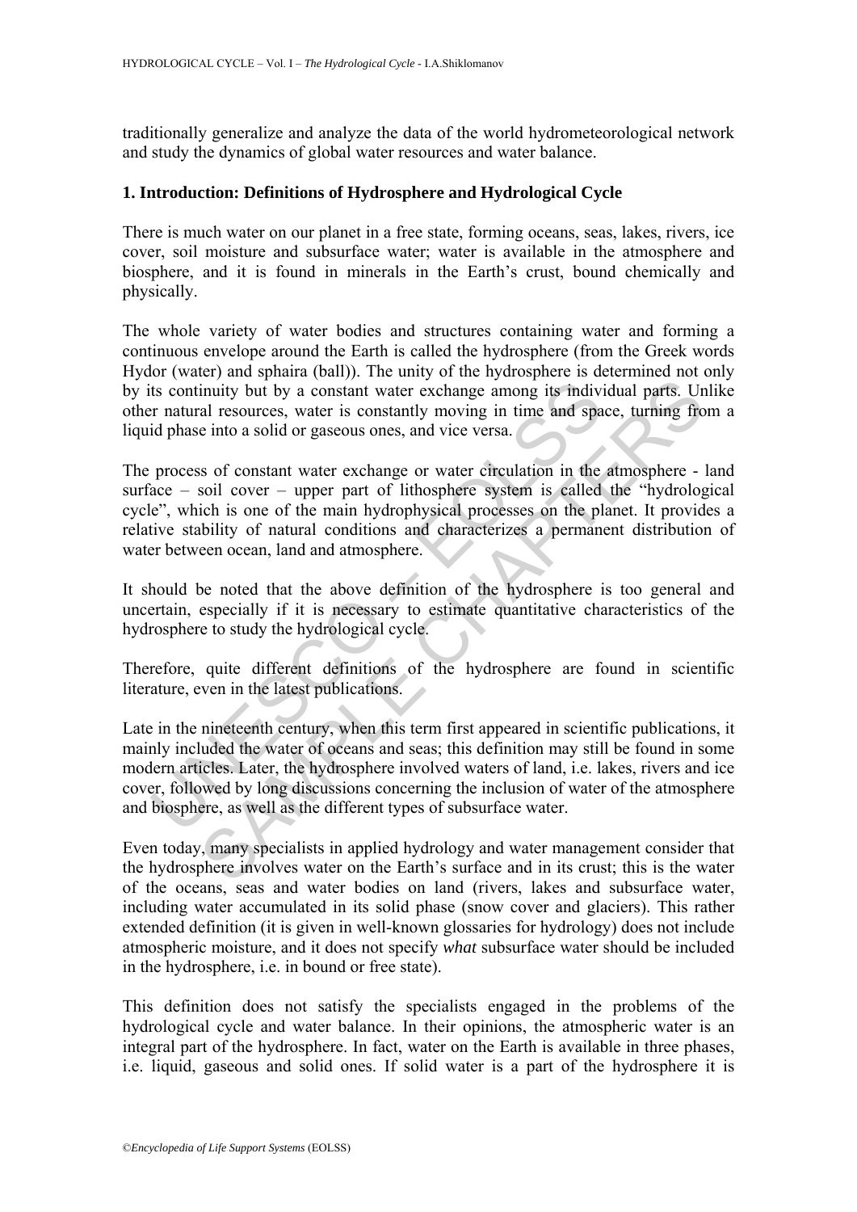traditionally generalize and analyze the data of the world hydrometeorological network and study the dynamics of global water resources and water balance.

## 1. Introduction: Definitions of Hydrosphere and Hydrological Cycle

There is much water on our planet in a free state, forming oceans, seas, lakes, rivers, ice cover, soil moisture and subsurface water; water is available in the atmosphere and biosphere, and it is found in minerals in the Earth's crust, bound chemically and physically.

The whole variety of water bodies and structures containing water and forming a continuous envelope around the Earth is called the hydrosphere (from the Greek words Hydor (water) and sphaira (ball)). The unity of the hydrosphere is determined not only by its continuity but by a constant water exchange among its individual parts. Unlike other natural resources, water is constantly moving in time and space, turning from a liquid phase into a solid or gaseous ones, and vice versa.

The process of constant water exchange or water circulation in the atmosphere - land surface – soil cover – upper part of lithosphere system is called the "hydrological cycle", which is one of the main hydrophysical processes on the planet. It provides a relative stability of natural conditions and characterizes a permanent distribution of water between ocean, land and atmosphere.

It should be noted that the above definition of the hydrosphere is too general and uncertain, especially if it is necessary to estimate quantitative characteristics of the hydrosphere to study the hydrological cycle.

Therefore, quite different definitions of the hydrosphere are found in scientific literature, even in the latest publications.

Late in the nineteenth century, when this term first appeared in scientific publications, it mainly included the water of oceans and seas; this definition may still be found in some modern articles. Later, the hydrosphere involved waters of land, i.e. lakes, rivers and ice cover, followed by long discussions concerning the inclusion of water of the atmosphere and biosphere, as well as the different types of subsurface water.

Even today, many specialists in applied hydrology and water management consider that the hydrosphere involves water on the Earth's surface and in its crust; this is the water of the oceans, seas and water bodies on land (rivers, lakes and subsurface water, including water accumulated in its solid phase (snow cover and glaciers). This rather extended definition (it is given in well-known glossaries for hydrology) does not include atmospheric moisture, and it does not specify *what* subsurface water should be included in the hydrosphere, i.e. in bound or free state).

This definition does not satisfy the specialists engaged in the problems of the hydrological cycle and water balance. In their opinions, the atmospheric water is an integral part of the hydrosphere. In fact, water on the Earth is available in three phases, i.e. liquid, gaseous and solid ones. If solid water is a part of the hydrosphere it is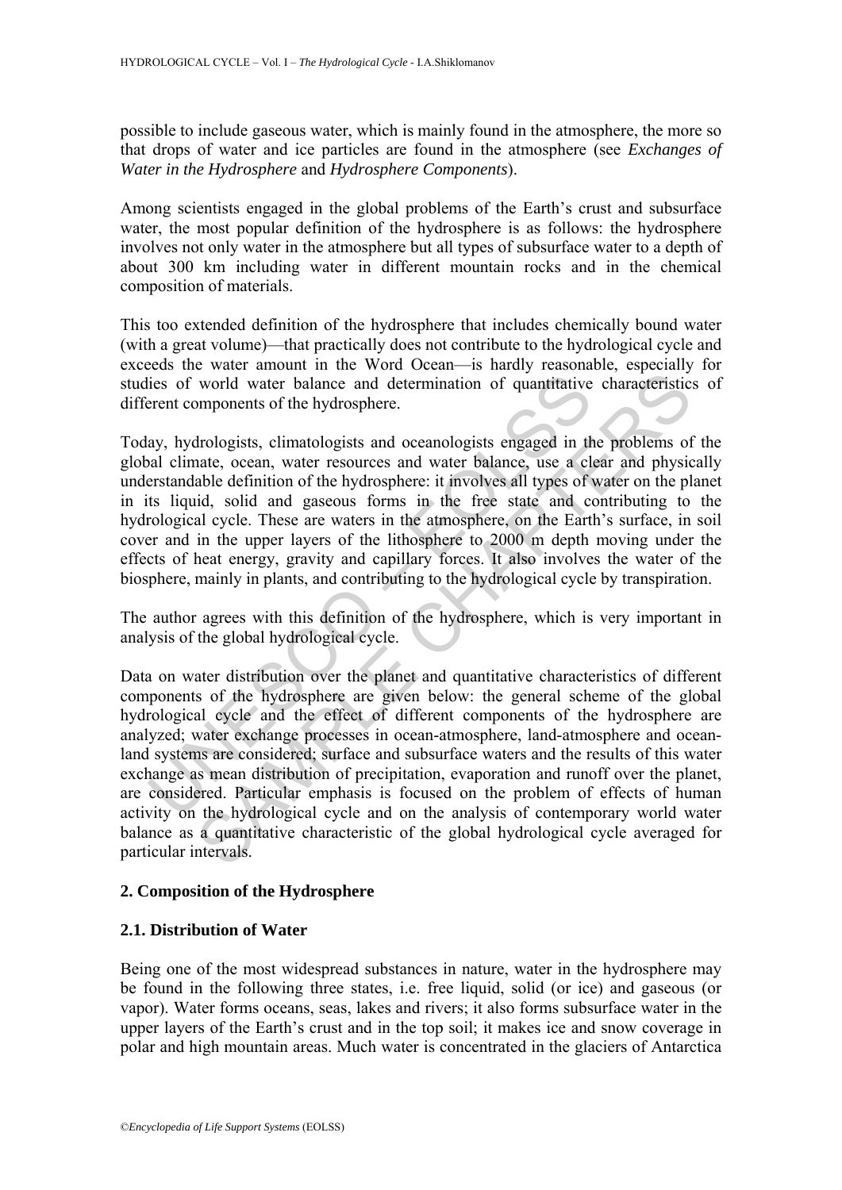possible to include gaseous water, which is mainly found in the atmosphere, the more so that drops of water and ice particles are found in the atmosphere (see *Exchanges of Water in the Hydrosphere* and *Hydrosphere Components*).

Among scientists engaged in the global problems of the Earth's crust and subsurface water, the most popular definition of the hydrosphere is as follows: the hydrosphere involves not only water in the atmosphere but all types of subsurface water to a depth of about 300 km including water in different mountain rocks and in the chemical composition of materials.

This too extended definition of the hydrosphere that includes chemically bound water (with a great volume)—that practically does not contribute to the hydrological cycle and exceeds the water amount in the Word Ocean—is hardly reasonable, especially for studies of world water balance and determination of quantitative characteristics of different components of the hydrosphere.

Today, hydrologists, climatologists and oceanologists engaged in the problems of the global climate, ocean, water resources and water balance, use a clear and physically understandable definition of the hydrosphere: it involves all types of water on the planet in its liquid, solid and gaseous forms in the free state and contributing to the hydrological cycle. These are waters in the atmosphere, on the Earth's surface, in soil cover and in the upper layers of the lithosphere to 2000 m depth moving under the effects of heat energy, gravity and capillary forces. It also involves the water of the biosphere, mainly in plants, and contributing to the hydrological cycle by transpiration.

The author agrees with this definition of the hydrosphere, which is very important in analysis of the global hydrological cycle.

Data on water distribution over the planet and quantitative characteristics of different components of the hydrosphere are given below: the general scheme of the global hydrological cycle and the effect of different components of the hydrosphere are analyzed; water exchange processes in ocean-atmosphere, land-atmosphere and ocean-land systems are considered; surface and subsurface waters and the results of this water exchange as mean distribution of precipitation, evaporation and runoff over the planet, are considered. Particular emphasis is focused on the problem of effects of human activity on the hydrological cycle and on the analysis of contemporary world water balance as a quantitative characteristic of the global hydrological cycle averaged for particular intervals.

## 2. Composition of the Hydrosphere

### 2.1. Distribution of Water

Being one of the most widespread substances in nature, water in the hydrosphere may be found in the following three states, i.e. free liquid, solid (or ice) and gaseous (or vapor). Water forms oceans, seas, lakes and rivers; it also forms subsurface water in the upper layers of the Earth's crust and in the top soil; it makes ice and snow coverage in polar and high mountain areas. Much water is concentrated in the glaciers of Antarctica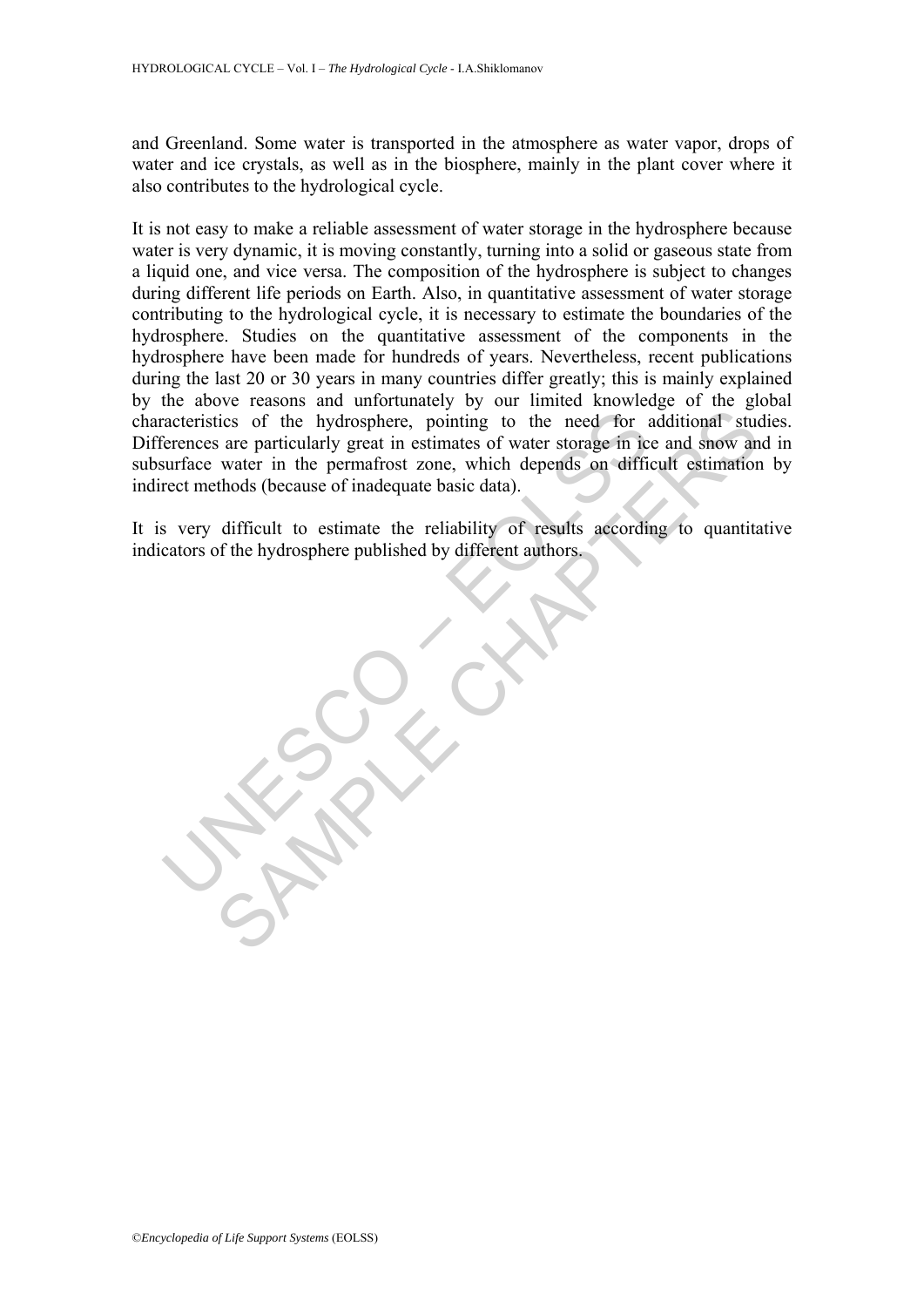and Greenland. Some water is transported in the atmosphere as water vapor, drops of water and ice crystals, as well as in the biosphere, mainly in the plant cover where it also contributes to the hydrological cycle.

It is not easy to make a reliable assessment of water storage in the hydrosphere because water is very dynamic, it is moving constantly, turning into a solid or gaseous state from a liquid one, and vice versa. The composition of the hydrosphere is subject to changes during different life periods on Earth. Also, in quantitative assessment of water storage contributing to the hydrological cycle, it is necessary to estimate the boundaries of the hydrosphere. Studies on the quantitative assessment of the components in the hydrosphere have been made for hundreds of years. Nevertheless, recent publications during the last 20 or 30 years in many countries differ greatly; this is mainly explained by the above reasons and unfortunately by our limited knowledge of the global characteristics of the hydrosphere, pointing to the need for additional studies. Differences are particularly great in estimates of water storage in ice and snow and in subsurface water in the permafrost zone, which depends on difficult estimation by indirect methods (because of inadequate basic data).

It is very difficult to estimate the reliability of results according to quantitative indicators of the hydrosphere published by different authors.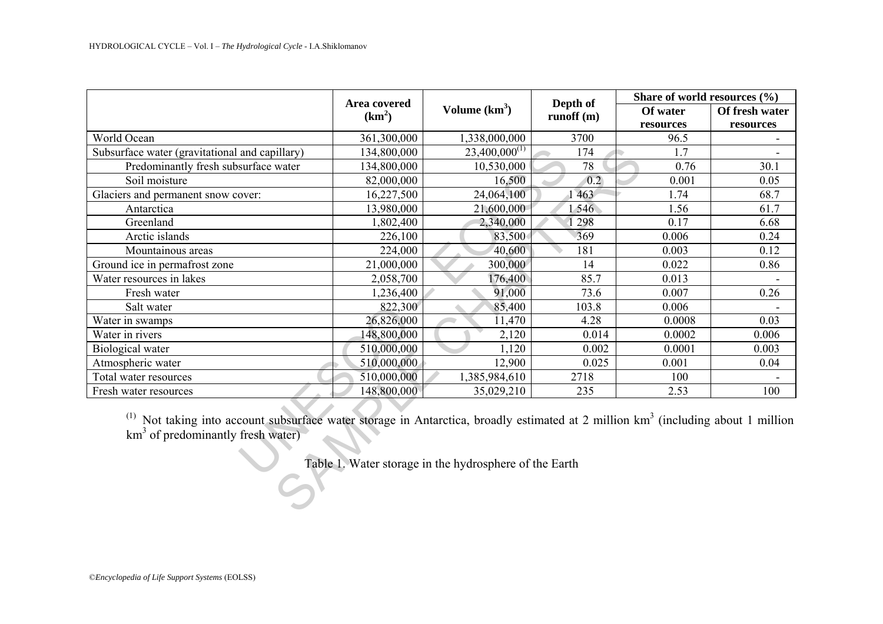| | Area covered ($km^2$) | Volume ($km^3$) | Depth of runoff (m) | Share of world resources (%) | |
|---|---|---|---|---|---|
| | | | | Of water resources | Of fresh water resources |
| World Ocean | 361,300,000 | 1,338,000,000 | 3700 | 96.5 | - |
| Subsurface water (gravitational and capillary) | 134,800,000 | 23,400,000[(1)] | 174 | 1.7 | - |
| Predominantly fresh subsurface water | 134,800,000 | 10,530,000 | 78 | 0.76 | 30.1 |
| Soil moisture | 82,000,000 | 16,500 | 0.2 | 0.001 | 0.05 |
| Glaciers and permanent snow cover: | 16,227,500 | 24,064,100 | 1 463 | 1.74 | 68.7 |
| Antarctica | 13,980,000 | 21,600,000 | 1 546 | 1.56 | 61.7 |
| Greenland | 1,802,400 | 2,340,000 | 1 298 | 0.17 | 6.68 |
| Arctic islands | 226,100 | 83,500 | 369 | 0.006 | 0.24 |
| Mountainous areas | 224,000 | 40,600 | 181 | 0.003 | 0.12 |
| Ground ice in permafrost zone | 21,000,000 | 300,000 | 14 | 0.022 | 0.86 |
| Water resources in lakes | 2,058,700 | 176,400 | 85.7 | 0.013 | - |
| Fresh water | 1,236,400 | 91,000 | 73.6 | 0.007 | 0.26 |
| Salt water | 822,300 | 85,400 | 103.8 | 0.006 | - |
| Water in swamps | 26,826,000 | 11,470 | 4.28 | 0.0008 | 0.03 |
| Water in rivers | 148,800,000 | 2,120 | 0.014 | 0.0002 | 0.006 |
| Biological water | 510,000,000 | 1,120 | 0.002 | 0.0001 | 0.003 |
| Atmospheric water | 510,000,000 | 12,900 | 0.025 | 0.001 | 0.04 |
| Total water resources | 510,000,000 | 1,385,984,610 | 2718 | 100 | - |
| Fresh water resources | 148,800,000 | 35,029,210 | 235 | 2.53 | 100 |

[(1)] Not taking into account subsurface water storage in Antarctica, broadly estimated at 2 million $km^3$ (including about 1 million $km^3$ of predominantly fresh water)

Table 1. Water storage in the hydrosphere of the Earth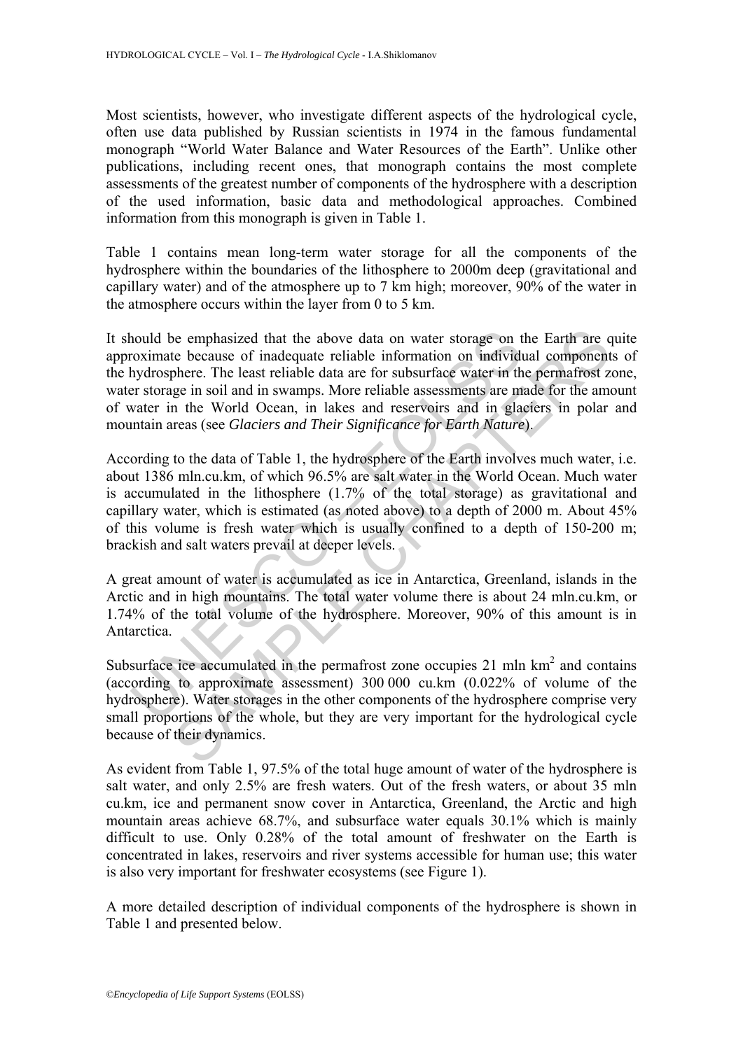Most scientists, however, who investigate different aspects of the hydrological cycle, often use data published by Russian scientists in 1974 in the famous fundamental monograph "World Water Balance and Water Resources of the Earth". Unlike other publications, including recent ones, that monograph contains the most complete assessments of the greatest number of components of the hydrosphere with a description of the used information, basic data and methodological approaches. Combined information from this monograph is given in Table 1.

Table 1 contains mean long-term water storage for all the components of the hydrosphere within the boundaries of the lithosphere to 2000m deep (gravitational and capillary water) and of the atmosphere up to 7 km high; moreover, 90% of the water in the atmosphere occurs within the layer from 0 to 5 km.

It should be emphasized that the above data on water storage on the Earth are quite approximate because of inadequate reliable information on individual components of the hydrosphere. The least reliable data are for subsurface water in the permafrost zone, water storage in soil and in swamps. More reliable assessments are made for the amount of water in the World Ocean, in lakes and reservoirs and in glaciers in polar and mountain areas (see *Glaciers and Their Significance for Earth Nature*).

According to the data of Table 1, the hydrosphere of the Earth involves much water, i.e. about 1386 mln.cu.km, of which 96.5% are salt water in the World Ocean. Much water is accumulated in the lithosphere (1.7% of the total storage) as gravitational and capillary water, which is estimated (as noted above) to a depth of 2000 m. About 45% of this volume is fresh water which is usually confined to a depth of 150-200 m; brackish and salt waters prevail at deeper levels.

A great amount of water is accumulated as ice in Antarctica, Greenland, islands in the Arctic and in high mountains. The total water volume there is about 24 mln.cu.km, or 1.74% of the total volume of the hydrosphere. Moreover, 90% of this amount is in Antarctica.

Subsurface ice accumulated in the permafrost zone occupies 21 mln km$^2$ and contains (according to approximate assessment) 300 000 cu.km (0.022% of volume of the hydrosphere). Water storages in the other components of the hydrosphere comprise very small proportions of the whole, but they are very important for the hydrological cycle because of their dynamics.

As evident from Table 1, 97.5% of the total huge amount of water of the hydrosphere is salt water, and only 2.5% are fresh waters. Out of the fresh waters, or about 35 mln cu.km, ice and permanent snow cover in Antarctica, Greenland, the Arctic and high mountain areas achieve 68.7%, and subsurface water equals 30.1% which is mainly difficult to use. Only 0.28% of the total amount of freshwater on the Earth is concentrated in lakes, reservoirs and river systems accessible for human use; this water is also very important for freshwater ecosystems (see Figure 1).

A more detailed description of individual components of the hydrosphere is shown in Table 1 and presented below.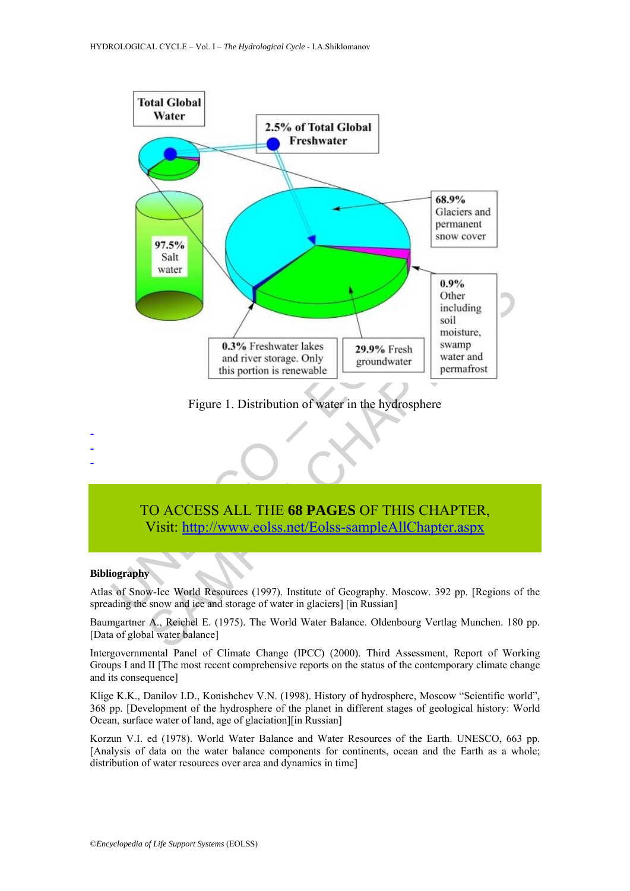Total Global Water

2.5% of Total Global Freshwater

97.5% Salt water

68.9% Glaciers and permanent snow cover

0.9% Other including soil moisture, swamp water and permafrost

0.3% Freshwater lakes and river storage. Only this portion is renewable

29.9% Fresh groundwater

Figure 1. Distribution of water in the hydrosphere

-
-
-

TO ACCESS ALL THE **68 PAGES** OF THIS CHAPTER,
Visit: [http://www.eolss.net/Eolss-sampleAllChapter.aspx](http://www.eolss.net/Eolss-sampleAllChapter.aspx)

**Bibliography**

Atlas of Snow-Ice World Resources (1997). Institute of Geography. Moscow. 392 pp. [Regions of the spreading the snow and ice and storage of water in glaciers] [in Russian]

Baumgartner A., Reichel E. (1975). The World Water Balance. Oldenbourg Vertlag Munchen. 180 pp. [Data of global water balance]

Intergovernmental Panel of Climate Change (IPCC) (2000). Third Assessment, Report of Working Groups I and II [The most recent comprehensive reports on the status of the contemporary climate change and its consequence]

Klige K.K., Danilov I.D., Konishchev V.N. (1998). History of hydrosphere, Moscow "Scientific world", 368 pp. [Development of the hydrosphere of the planet in different stages of geological history: World Ocean, surface water of land, age of glaciation][in Russian]

Korzun V.I. ed (1978). World Water Balance and Water Resources of the Earth. UNESCO, 663 pp. [Analysis of data on the water balance components for continents, ocean and the Earth as a whole; distribution of water resources over area and dynamics in time]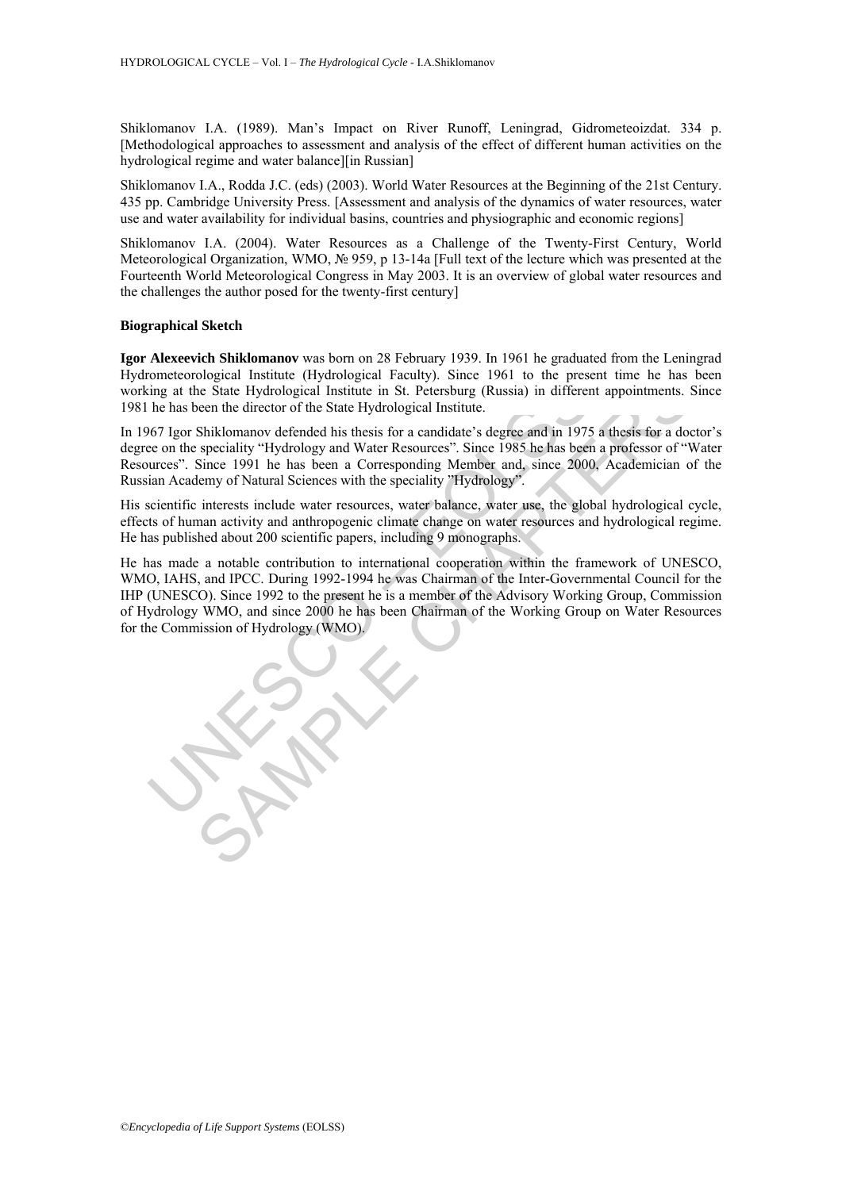Shiklomanov I.A. (1989). Man's Impact on River Runoff, Leningrad, Gidrometeoizdat. 334 p. [Methodological approaches to assessment and analysis of the effect of different human activities on the hydrological regime and water balance][in Russian]

Shiklomanov I.A., Rodda J.C. (eds) (2003). World Water Resources at the Beginning of the 21st Century. 435 pp. Cambridge University Press. [Assessment and analysis of the dynamics of water resources, water use and water availability for individual basins, countries and physiographic and economic regions]

Shiklomanov I.A. (2004). Water Resources as a Challenge of the Twenty-First Century, World Meteorological Organization, WMO, № 959, p 13-14a [Full text of the lecture which was presented at the Fourteenth World Meteorological Congress in May 2003. It is an overview of global water resources and the challenges the author posed for the twenty-first century]

### Biographical Sketch

**Igor Alexeevich Shiklomanov** was born on 28 February 1939. In 1961 he graduated from the Leningrad Hydrometeorological Institute (Hydrological Faculty). Since 1961 to the present time he has been working at the State Hydrological Institute in St. Petersburg (Russia) in different appointments. Since 1981 he has been the director of the State Hydrological Institute.

In 1967 Igor Shiklomanov defended his thesis for a candidate's degree and in 1975 a thesis for a doctor's degree on the speciality "Hydrology and Water Resources". Since 1985 he has been a professor of "Water Resources". Since 1991 he has been a Corresponding Member and, since 2000, Academician of the Russian Academy of Natural Sciences with the speciality "Hydrology".

His scientific interests include water resources, water balance, water use, the global hydrological cycle, effects of human activity and anthropogenic climate change on water resources and hydrological regime. He has published about 200 scientific papers, including 9 monographs.

He has made a notable contribution to international cooperation within the framework of UNESCO, WMO, IAHS, and IPCC. During 1992-1994 he was Chairman of the Inter-Governmental Council for the IHP (UNESCO). Since 1992 to the present he is a member of the Advisory Working Group, Commission of Hydrology WMO, and since 2000 he has been Chairman of the Working Group on Water Resources for the Commission of Hydrology (WMO).